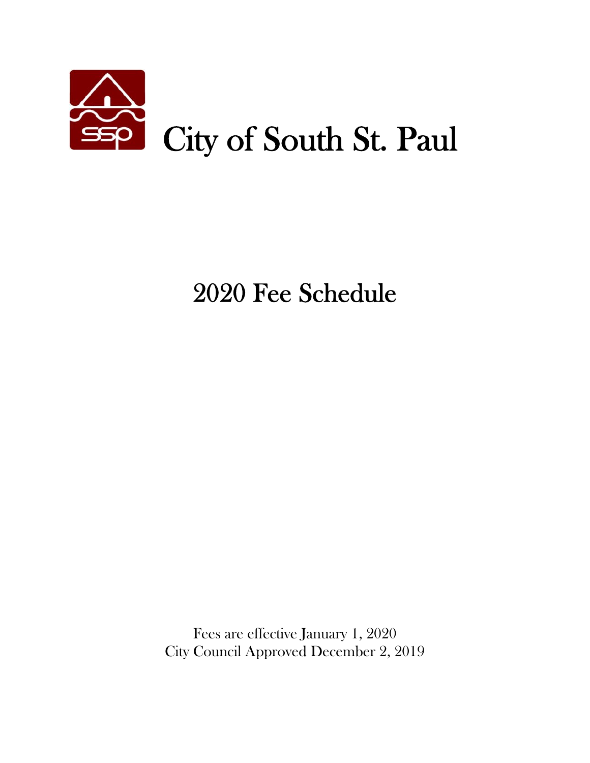# City of South St. Paul

## 2020 Fee Schedule

Fees are effective January 1, 2020
City Council Approved December 2, 2019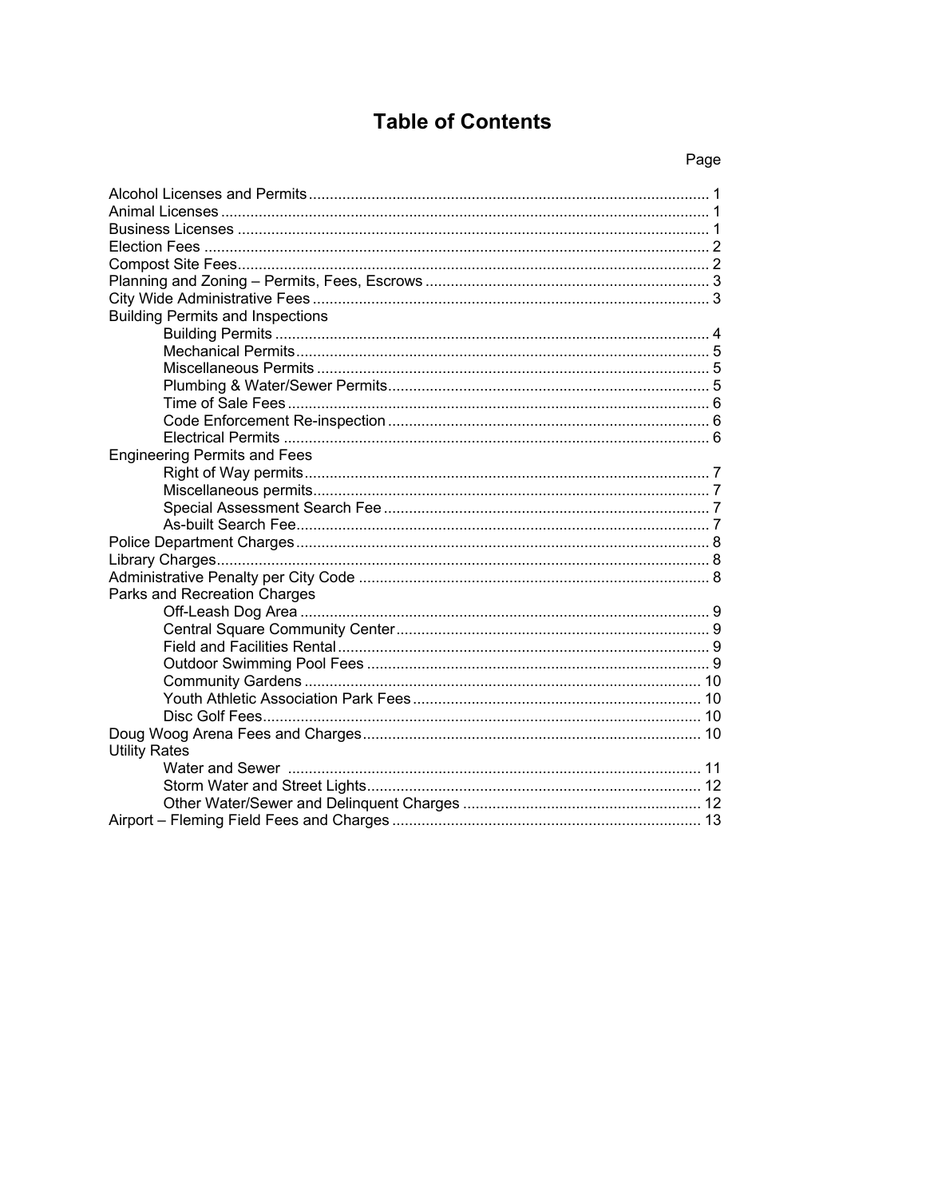# Table of Contents

| | Page |
|---|---|
| Alcohol Licenses and Permits | 1 |
| Animal Licenses | 1 |
| Business Licenses | 1 |
| Election Fees | 2 |
| Compost Site Fees | 2 |
| Planning and Zoning – Permits, Fees, Escrows | 3 |
| City Wide Administrative Fees | 3 |
| Building Permits and Inspections | |
| Building Permits | 4 |
| Mechanical Permits | 5 |
| Miscellaneous Permits | 5 |
| Plumbing & Water/Sewer Permits | 5 |
| Time of Sale Fees | 6 |
| Code Enforcement Re-inspection | 6 |
| Electrical Permits | 6 |
| Engineering Permits and Fees | |
| Right of Way permits | 7 |
| Miscellaneous permits | 7 |
| Special Assessment Search Fee | 7 |
| As-built Search Fee | 7 |
| Police Department Charges | 8 |
| Library Charges | 8 |
| Administrative Penalty per City Code | 8 |
| Parks and Recreation Charges | |
| Off-Leash Dog Area | 9 |
| Central Square Community Center | 9 |
| Field and Facilities Rental | 9 |
| Outdoor Swimming Pool Fees | 9 |
| Community Gardens | 10 |
| Youth Athletic Association Park Fees | 10 |
| Disc Golf Fees | 10 |
| Doug Woog Arena Fees and Charges | 10 |
| Utility Rates | |
| Water and Sewer | 11 |
| Storm Water and Street Lights | 12 |
| Other Water/Sewer and Delinquent Charges | 12 |
| Airport – Fleming Field Fees and Charges | 13 |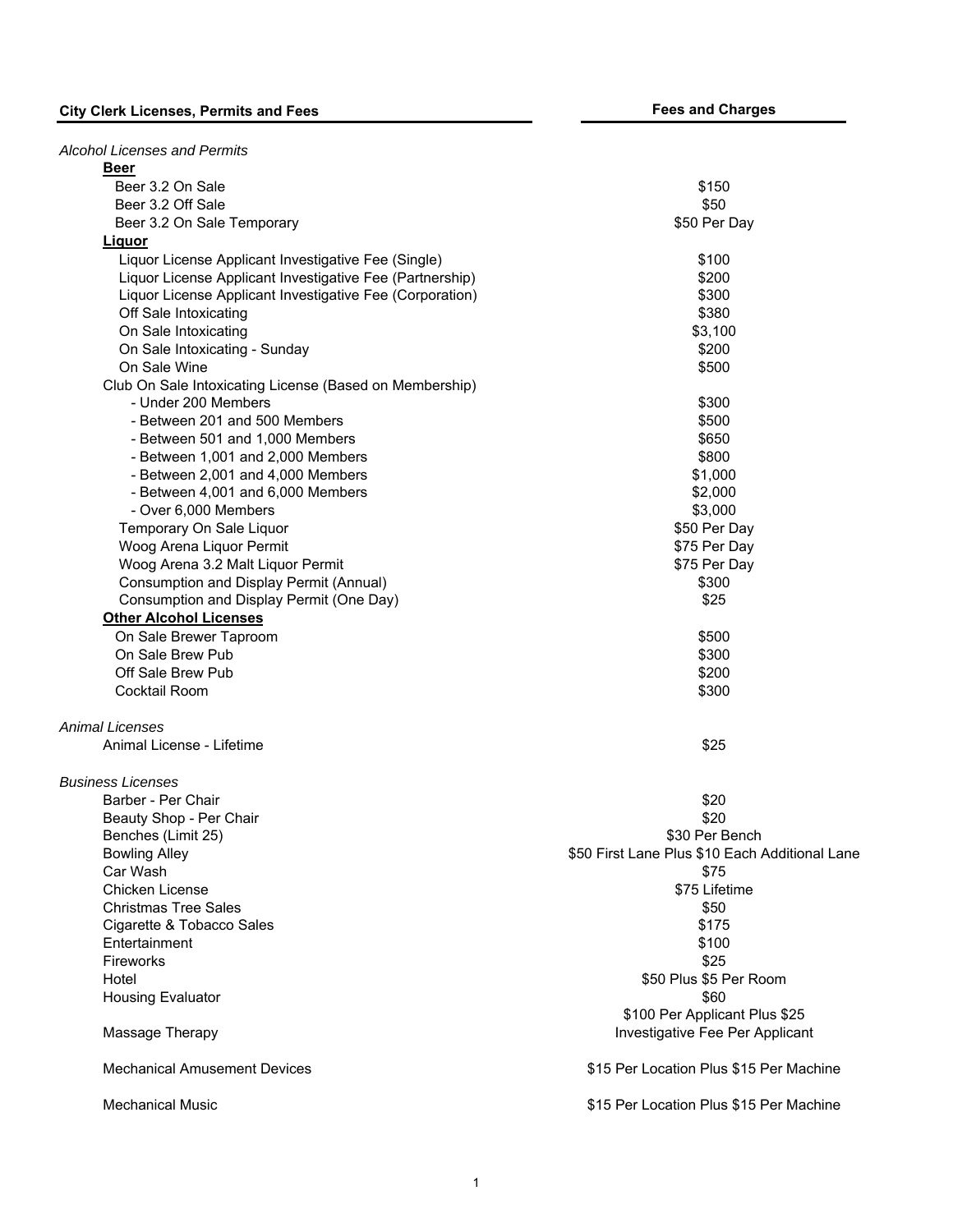| City Clerk Licenses, Permits and Fees | Fees and Charges |
|---|---|
| *Alcohol Licenses and Permits* | |
| **Beer** | |
| Beer 3.2 On Sale | $150 |
| Beer 3.2 Off Sale | $50 |
| Beer 3.2 On Sale Temporary | $50 Per Day |
| **Liquor** | |
| Liquor License Applicant Investigative Fee (Single) | $100 |
| Liquor License Applicant Investigative Fee (Partnership) | $200 |
| Liquor License Applicant Investigative Fee (Corporation) | $300 |
| Off Sale Intoxicating | $380 |
| On Sale Intoxicating | $3,100 |
| On Sale Intoxicating - Sunday | $200 |
| On Sale Wine | $500 |
| Club On Sale Intoxicating License (Based on Membership) | |
| - Under 200 Members | $300 |
| - Between 201 and 500 Members | $500 |
| - Between 501 and 1,000 Members | $650 |
| - Between 1,001 and 2,000 Members | $800 |
| - Between 2,001 and 4,000 Members | $1,000 |
| - Between 4,001 and 6,000 Members | $2,000 |
| - Over 6,000 Members | $3,000 |
| Temporary On Sale Liquor | $50 Per Day |
| Woog Arena Liquor Permit | $75 Per Day |
| Woog Arena 3.2 Malt Liquor Permit | $75 Per Day |
| Consumption and Display Permit (Annual) | $300 |
| Consumption and Display Permit (One Day) | $25 |
| **Other Alcohol Licenses** | |
| On Sale Brewer Taproom | $500 |
| On Sale Brew Pub | $300 |
| Off Sale Brew Pub | $200 |
| Cocktail Room | $300 |
| *Animal Licenses* | |
| Animal License - Lifetime | $25 |
| *Business Licenses* | |
| Barber - Per Chair | $20 |
| Beauty Shop - Per Chair | $20 |
| Benches (Limit 25) | $30 Per Bench |
| Bowling Alley | $50 First Lane Plus $10 Each Additional Lane |
| Car Wash | $75 |
| Chicken License | $75 Lifetime |
| Christmas Tree Sales | $50 |
| Cigarette & Tobacco Sales | $175 |
| Entertainment | $100 |
| Fireworks | $25 |
| Hotel | $50 Plus $5 Per Room |
| Housing Evaluator | $60 |
| Massage Therapy | $100 Per Applicant Plus $25 Investigative Fee Per Applicant |
| Mechanical Amusement Devices | $15 Per Location Plus $15 Per Machine |
| Mechanical Music | $15 Per Location Plus $15 Per Machine |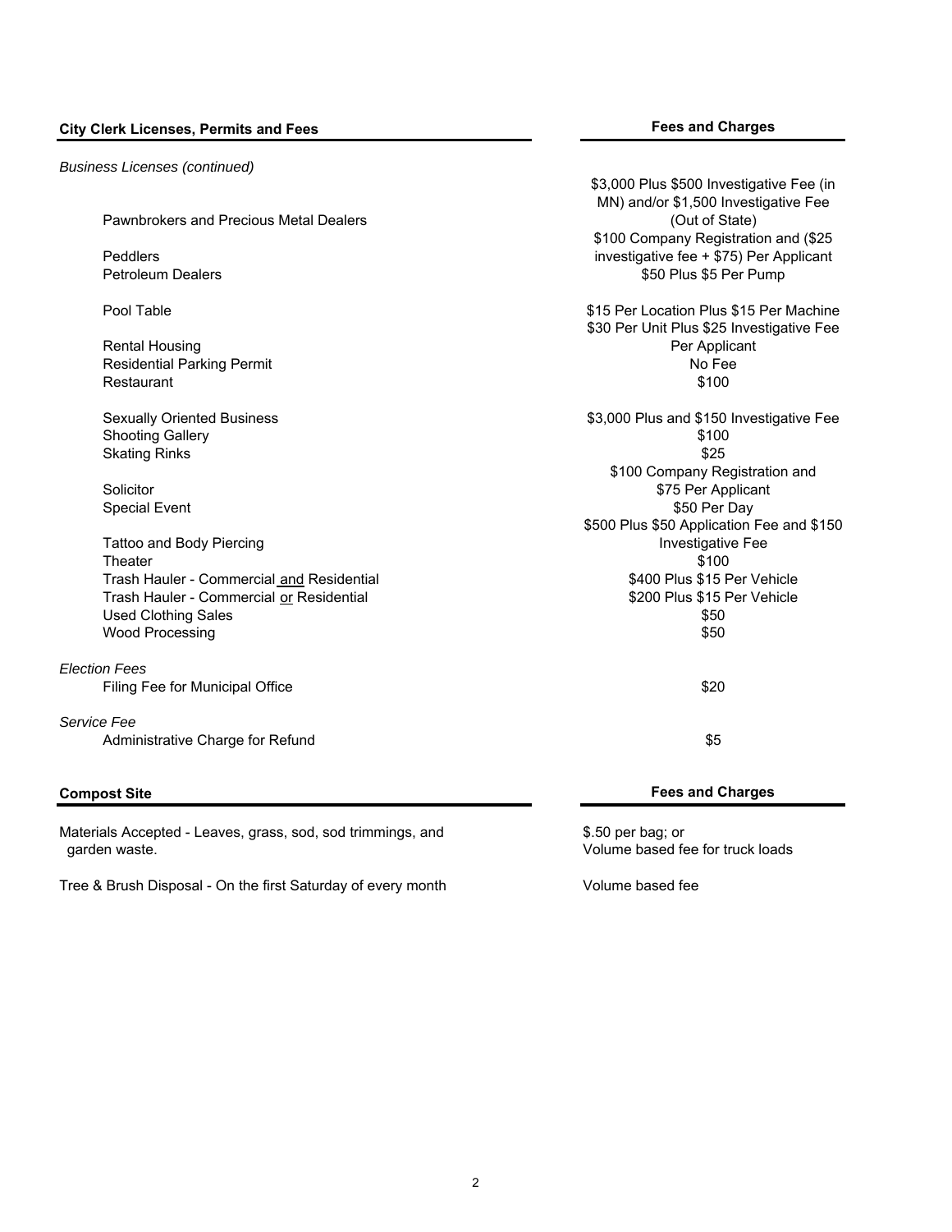| City Clerk Licenses, Permits and Fees | Fees and Charges |
|---|---|
| *Business Licenses (continued)* | |
| Pawnbrokers and Precious Metal Dealers | \$3,000 Plus \$500 Investigative Fee (in MN) and/or \$1,500 Investigative Fee (Out of State) |
| Peddlers | \$100 Company Registration and (\$25 investigative fee + \$75) Per Applicant |
| Petroleum Dealers | \$50 Plus \$5 Per Pump |
| Pool Table | \$15 Per Location Plus \$15 Per Machine |
| Rental Housing | \$30 Per Unit Plus \$25 Investigative Fee Per Applicant |
| Residential Parking Permit | No Fee |
| Restaurant | \$100 |
| Sexually Oriented Business | \$3,000 Plus and \$150 Investigative Fee |
| Shooting Gallery | \$100 |
| Skating Rinks | \$25 |
| Solicitor | \$100 Company Registration and \$75 Per Applicant |
| Special Event | \$50 Per Day |
| Tattoo and Body Piercing | \$500 Plus \$50 Application Fee and \$150 Investigative Fee |
| Theater | \$100 |
| Trash Hauler - Commercial <u>and</u> Residential | \$400 Plus \$15 Per Vehicle |
| Trash Hauler - Commercial <u>or</u> Residential | \$200 Plus \$15 Per Vehicle |
| Used Clothing Sales | \$50 |
| Wood Processing | \$50 |
| *Election Fees* | |
| Filing Fee for Municipal Office | \$20 |
| *Service Fee* | |
| Administrative Charge for Refund | \$5 |

| Compost Site | Fees and Charges |
|---|---|
| Materials Accepted - Leaves, grass, sod, sod trimmings, and garden waste. | \$.50 per bag; or Volume based fee for truck loads |
| Tree & Brush Disposal - On the first Saturday of every month | Volume based fee |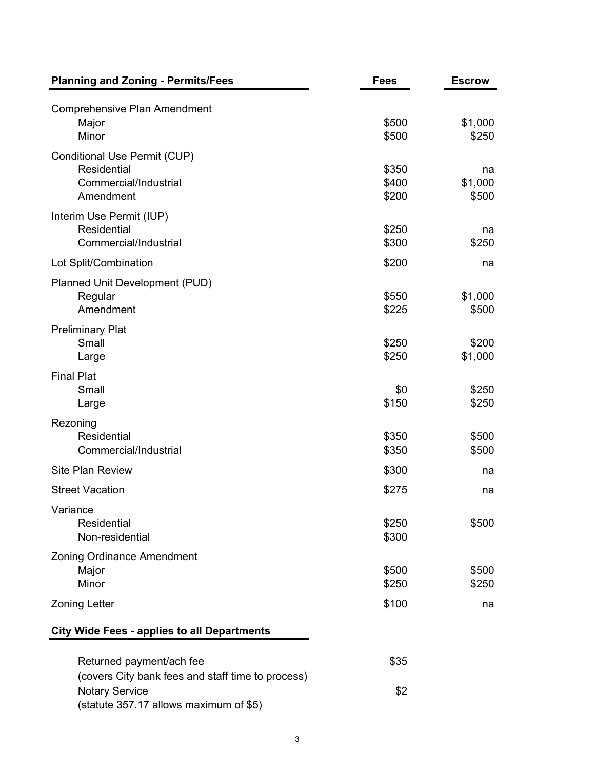| Planning and Zoning - Permits/Fees | Fees | Escrow |
|---|---|---|
| Comprehensive Plan Amendment | | |
| Major | $500 | $1,000 |
| Minor | $500 | $250 |
| Conditional Use Permit (CUP) | | |
| Residential | $350 | na |
| Commercial/Industrial | $400 | $1,000 |
| Amendment | $200 | $500 |
| Interim Use Permit (IUP) | | |
| Residential | $250 | na |
| Commercial/Industrial | $300 | $250 |
| Lot Split/Combination | $200 | na |
| Planned Unit Development (PUD) | | |
| Regular | $550 | $1,000 |
| Amendment | $225 | $500 |
| Preliminary Plat | | |
| Small | $250 | $200 |
| Large | $250 | $1,000 |
| Final Plat | | |
| Small | $0 | $250 |
| Large | $150 | $250 |
| Rezoning | | |
| Residential | $350 | $500 |
| Commercial/Industrial | $350 | $500 |
| Site Plan Review | $300 | na |
| Street Vacation | $275 | na |
| Variance | | |
| Residential | $250 | $500 |
| Non-residential | $300 | |
| Zoning Ordinance Amendment | | |
| Major | $500 | $500 |
| Minor | $250 | $250 |
| Zoning Letter | $100 | na |

**City Wide Fees - applies to all Departments**

| | |
|---|---|
| Returned payment/ach fee (covers City bank fees and staff time to process) | $35 |
| Notary Service (statute 357.17 allows maximum of $5) | $2 |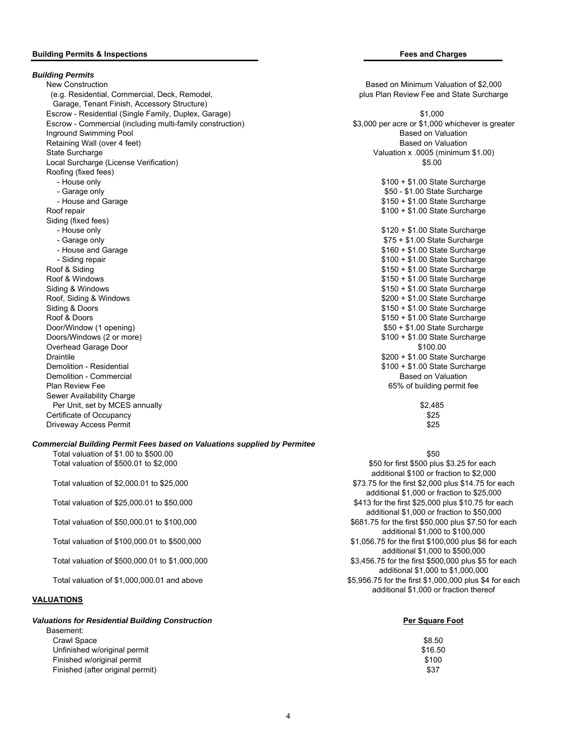| Building Permits & Inspections | Fees and Charges |
|---|---|
| ***Building Permits*** | |
| New Construction (e.g. Residential, Commercial, Deck, Remodel, Garage, Tenant Finish, Accessory Structure) | Based on Minimum Valuation of $2,000 plus Plan Review Fee and State Surcharge |
| Escrow - Residential (Single Family, Duplex, Garage) | $1,000 |
| Escrow - Commercial (including multi-family construction) | $3,000 per acre or $1,000 whichever is greater |
| Inground Swimming Pool | Based on Valuation |
| Retaining Wall (over 4 feet) | Based on Valuation |
| State Surcharge | Valuation x .0005 (minimum $1.00) |
| Local Surcharge (License Verification) | $5.00 |
| Roofing (fixed fees) | |
| - House only | $100 + $1.00 State Surcharge |
| - Garage only | $50 - $1.00 State Surcharge |
| - House and Garage | $150 + $1.00 State Surcharge |
| Roof repair | $100 + $1.00 State Surcharge |
| Siding (fixed fees) | |
| - House only | $120 + $1.00 State Surcharge |
| - Garage only | $75 + $1.00 State Surcharge |
| - House and Garage | $160 + $1.00 State Surcharge |
| - Siding repair | $100 + $1.00 State Surcharge |
| Roof & Siding | $150 + $1.00 State Surcharge |
| Roof & Windows | $150 + $1.00 State Surcharge |
| Siding & Windows | $150 + $1.00 State Surcharge |
| Roof, Siding & Windows | $200 + $1.00 State Surcharge |
| Siding & Doors | $150 + $1.00 State Surcharge |
| Roof & Doors | $150 + $1.00 State Surcharge |
| Door/Window (1 opening) | $50 + $1.00 State Surcharge |
| Doors/Windows (2 or more) | $100 + $1.00 State Surcharge |
| Overhead Garage Door | $100.00 |
| Draintile | $200 + $1.00 State Surcharge |
| Demolition - Residential | $100 + $1.00 State Surcharge |
| Demolition - Commercial | Based on Valuation |
| Plan Review Fee | 65% of building permit fee |
| Sewer Availability Charge | |
| Per Unit, set by MCES annually | $2,485 |
| Certificate of Occupancy | $25 |
| Driveway Access Permit | $25 |
| ***Commercial Building Permit Fees based on Valuations supplied by Permitee*** | |
| Total valuation of $1.00 to $500.00 | $50 |
| Total valuation of $500.01 to $2,000 | $50 for first $500 plus $3.25 for each additional $100 or fraction to $2,000 |
| Total valuation of $2,000.01 to $25,000 | $73.75 for the first $2,000 plus $14.75 for each additional $1,000 or fraction to $25,000 |
| Total valuation of $25,000.01 to $50,000 | $413 for the first $25,000 plus $10.75 for each additional $1,000 or fraction to $50,000 |
| Total valuation of $50,000.01 to $100,000 | $681.75 for the first $50,000 plus $7.50 for each additional $1,000 to $100,000 |
| Total valuation of $100,000.01 to $500,000 | $1,056.75 for the first $100,000 plus $6 for each additional $1,000 to $500,000 |
| Total valuation of $500,000.01 to $1,000,000 | $3,456.75 for the first $500,000 plus $5 for each additional $1,000 to $1,000,000 |
| Total valuation of $1,000,000.01 and above | $5,956.75 for the first $1,000,000 plus $4 for each additional $1,000 or fraction thereof |

**VALUATIONS**

| *Valuations for Residential Building Construction* | Per Square Foot |
|---|---|
| Basement: | |
| Crawl Space | $8.50 |
| Unfinished w/original permit | $16.50 |
| Finished w/original permit | $100 |
| Finished (after original permit) | $37 |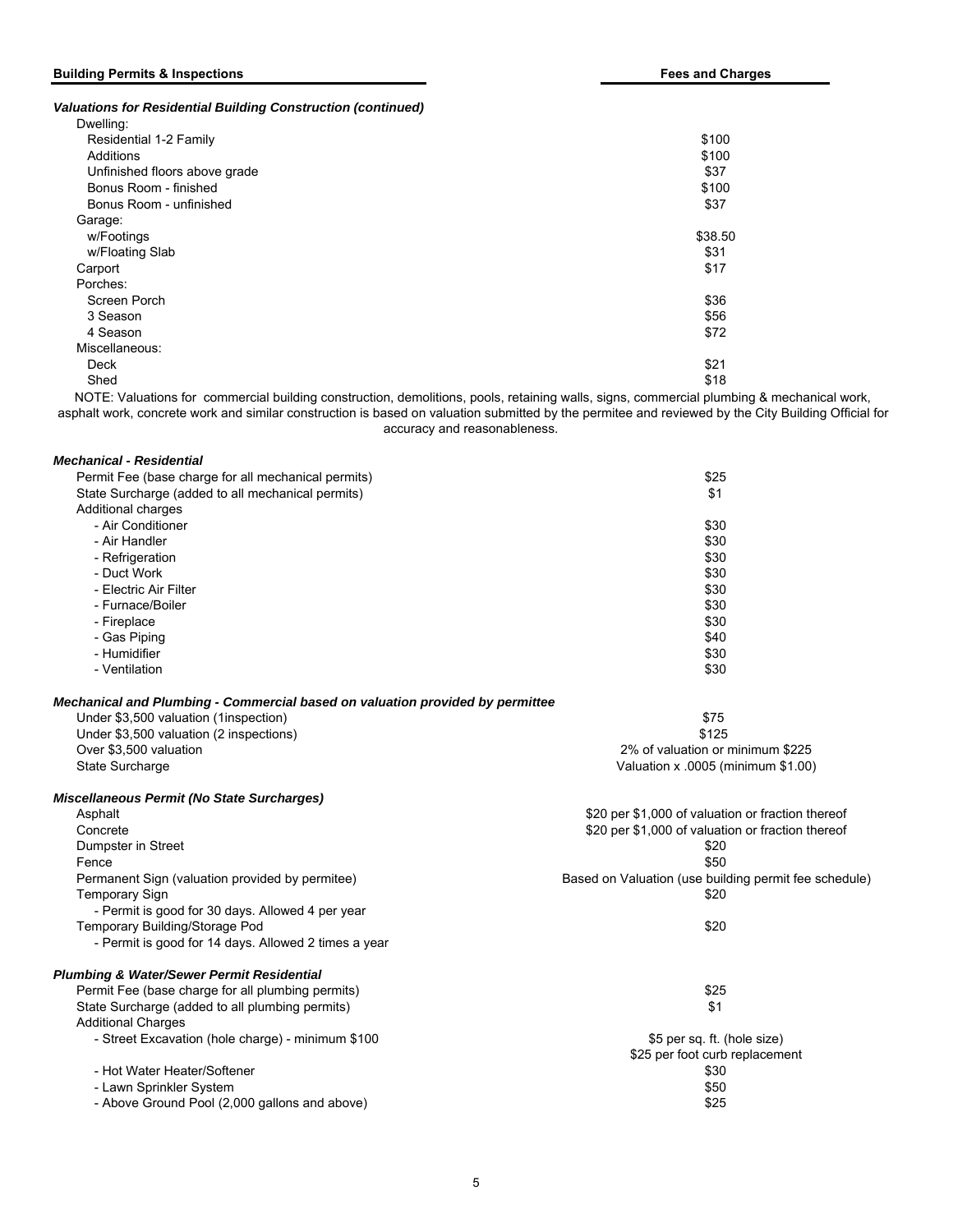| Building Permits & Inspections | Fees and Charges |
|---|---|
| ***Valuations for Residential Building Construction (continued)*** | |
| Dwelling: | |
| Residential 1-2 Family | $100 |
| Additions | $100 |
| Unfinished floors above grade | $37 |
| Bonus Room - finished | $100 |
| Bonus Room - unfinished | $37 |
| Garage: | |
| w/Footings | $38.50 |
| w/Floating Slab | $31 |
| Carport | $17 |
| Porches: | |
| Screen Porch | $36 |
| 3 Season | $56 |
| 4 Season | $72 |
| Miscellaneous: | |
| Deck | $21 |
| Shed | $18 |

NOTE: Valuations for commercial building construction, demolitions, pools, retaining walls, signs, commercial plumbing & mechanical work, asphalt work, concrete work and similar construction is based on valuation submitted by the permitee and reviewed by the City Building Official for accuracy and reasonableness.

| | |
|---|---|
| ***Mechanical - Residential*** | |
| Permit Fee (base charge for all mechanical permits) | $25 |
| State Surcharge (added to all mechanical permits) | $1 |
| Additional charges | |
| - Air Conditioner | $30 |
| - Air Handler | $30 |
| - Refrigeration | $30 |
| - Duct Work | $30 |
| - Electric Air Filter | $30 |
| - Furnace/Boiler | $30 |
| - Fireplace | $30 |
| - Gas Piping | $40 |
| - Humidifier | $30 |
| - Ventilation | $30 |
| ***Mechanical and Plumbing - Commercial based on valuation provided by permittee*** | |
| Under $3,500 valuation (1inspection) | $75 |
| Under $3,500 valuation (2 inspections) | $125 |
| Over $3,500 valuation | 2% of valuation or minimum $225 |
| State Surcharge | Valuation x .0005 (minimum $1.00) |
| ***Miscellaneous Permit (No State Surcharges)*** | |
| Asphalt | $20 per $1,000 of valuation or fraction thereof |
| Concrete | $20 per $1,000 of valuation or fraction thereof |
| Dumpster in Street | $20 |
| Fence | $50 |
| Permanent Sign (valuation provided by permitee) | Based on Valuation (use building permit fee schedule) |
| Temporary Sign | $20 |
| - Permit is good for 30 days. Allowed 4 per year | |
| Temporary Building/Storage Pod | $20 |
| - Permit is good for 14 days. Allowed 2 times a year | |
| ***Plumbing & Water/Sewer Permit Residential*** | |
| Permit Fee (base charge for all plumbing permits) | $25 |
| State Surcharge (added to all plumbing permits) | $1 |
| Additional Charges | |
| - Street Excavation (hole charge) - minimum $100 | $5 per sq. ft. (hole size)<br>$25 per foot curb replacement |
| - Hot Water Heater/Softener | $30 |
| - Lawn Sprinkler System | $50 |
| - Above Ground Pool (2,000 gallons and above) | $25 |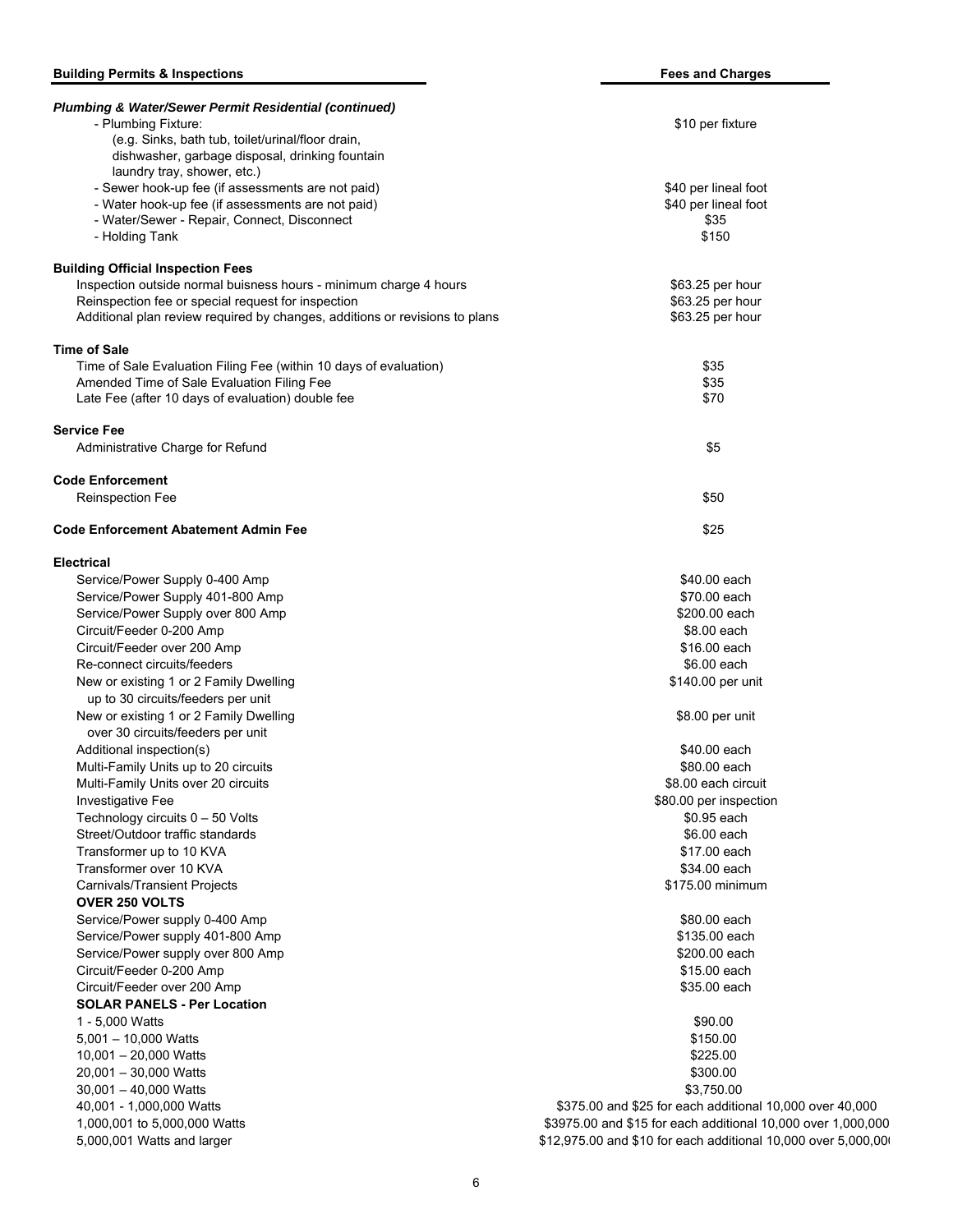| Building Permits & Inspections | Fees and Charges |
|---|---|
| ***Plumbing & Water/Sewer Permit Residential (continued)*** | |
| - Plumbing Fixture: (e.g. Sinks, bath tub, toilet/urinal/floor drain, dishwasher, garbage disposal, drinking fountain laundry tray, shower, etc.) | $10 per fixture |
| - Sewer hook-up fee (if assessments are not paid) | $40 per lineal foot |
| - Water hook-up fee (if assessments are not paid) | $40 per lineal foot |
| - Water/Sewer - Repair, Connect, Disconnect | $35 |
| - Holding Tank | $150 |
| **Building Official Inspection Fees** | |
| Inspection outside normal buisness hours - minimum charge 4 hours | $63.25 per hour |
| Reinspection fee or special request for inspection | $63.25 per hour |
| Additional plan review required by changes, additions or revisions to plans | $63.25 per hour |
| **Time of Sale** | |
| Time of Sale Evaluation Filing Fee (within 10 days of evaluation) | $35 |
| Amended Time of Sale Evaluation Filing Fee | $35 |
| Late Fee (after 10 days of evaluation) double fee | $70 |
| **Service Fee** | |
| Administrative Charge for Refund | $5 |
| **Code Enforcement** | |
| Reinspection Fee | $50 |
| **Code Enforcement Abatement Admin Fee** | $25 |
| **Electrical** | |
| Service/Power Supply 0-400 Amp | $40.00 each |
| Service/Power Supply 401-800 Amp | $70.00 each |
| Service/Power Supply over 800 Amp | $200.00 each |
| Circuit/Feeder 0-200 Amp | $8.00 each |
| Circuit/Feeder over 200 Amp | $16.00 each |
| Re-connect circuits/feeders | $6.00 each |
| New or existing 1 or 2 Family Dwelling up to 30 circuits/feeders per unit | $140.00 per unit |
| New or existing 1 or 2 Family Dwelling over 30 circuits/feeders per unit | $8.00 per unit |
| Additional inspection(s) | $40.00 each |
| Multi-Family Units up to 20 circuits | $80.00 each |
| Multi-Family Units over 20 circuits | $8.00 each circuit |
| Investigative Fee | $80.00 per inspection |
| Technology circuits 0 – 50 Volts | $0.95 each |
| Street/Outdoor traffic standards | $6.00 each |
| Transformer up to 10 KVA | $17.00 each |
| Transformer over 10 KVA | $34.00 each |
| Carnivals/Transient Projects | $175.00 minimum |
| **OVER 250 VOLTS** | |
| Service/Power supply 0-400 Amp | $80.00 each |
| Service/Power supply 401-800 Amp | $135.00 each |
| Service/Power supply over 800 Amp | $200.00 each |
| Circuit/Feeder 0-200 Amp | $15.00 each |
| Circuit/Feeder over 200 Amp | $35.00 each |
| **SOLAR PANELS - Per Location** | |
| 1 - 5,000 Watts | $90.00 |
| 5,001 – 10,000 Watts | $150.00 |
| 10,001 – 20,000 Watts | $225.00 |
| 20,001 – 30,000 Watts | $300.00 |
| 30,001 – 40,000 Watts | $3,750.00 |
| 40,001 - 1,000,000 Watts | $375.00 and $25 for each additional 10,000 over 40,000 |
| 1,000,001 to 5,000,000 Watts | $3975.00 and $15 for each additional 10,000 over 1,000,000 |
| 5,000,001 Watts and larger | $12,975.00 and $10 for each additional 10,000 over 5,000,000 |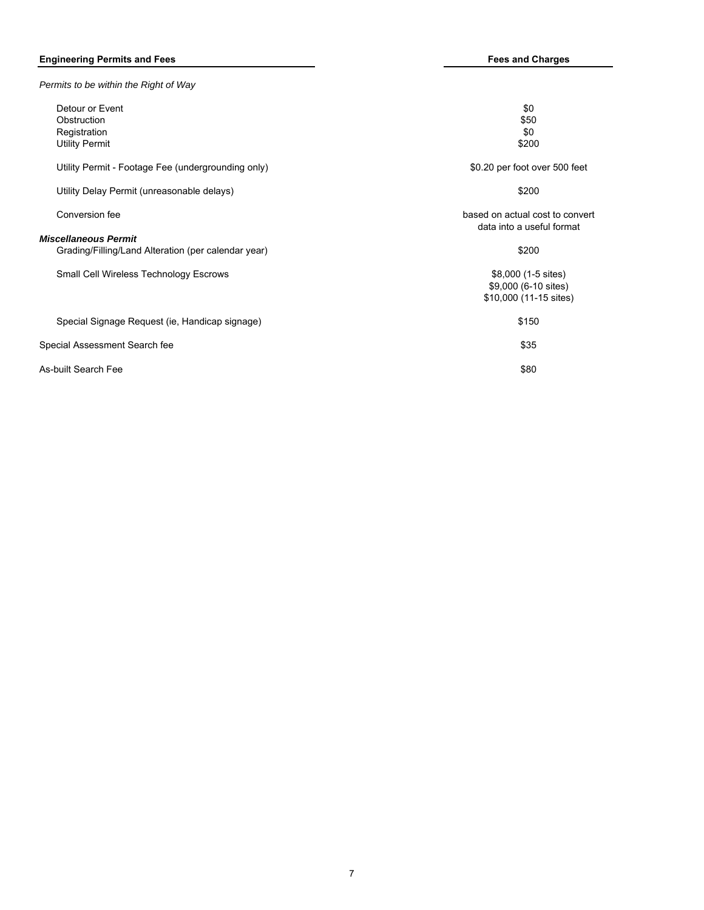| Engineering Permits and Fees | Fees and Charges |
| --- | --- |
| *Permits to be within the Right of Way* | |
| Detour or Event | \$0 |
| Obstruction | \$50 |
| Registration | \$0 |
| Utility Permit | \$200 |
| Utility Permit - Footage Fee (undergrounding only) | \$0.20 per foot over 500 feet |
| Utility Delay Permit (unreasonable delays) | \$200 |
| Conversion fee | based on actual cost to convert data into a useful format |
| ***Miscellaneous Permit*** | |
| Grading/Filling/Land Alteration (per calendar year) | \$200 |
| Small Cell Wireless Technology Escrows | \$8,000 (1-5 sites)<br>\$9,000 (6-10 sites)<br>\$10,000 (11-15 sites) |
| Special Signage Request (ie, Handicap signage) | \$150 |
| Special Assessment Search fee | \$35 |
| As-built Search Fee | \$80 |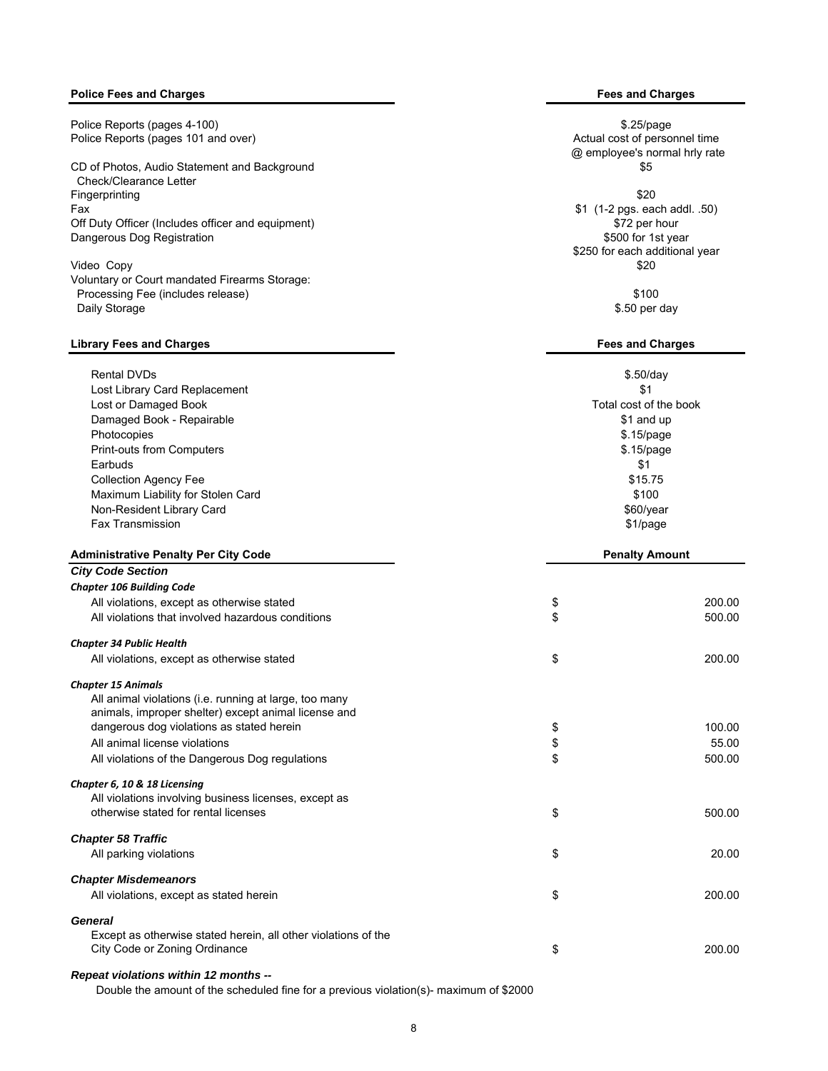| Police Fees and Charges | Fees and Charges |
|---|---|
| Police Reports (pages 4-100) | $.25/page |
| Police Reports (pages 101 and over) | Actual cost of personnel time @ employee's normal hrly rate |
| CD of Photos, Audio Statement and Background Check/Clearance Letter | $5 |
| Fingerprinting | $20 |
| Fax | $1 (1-2 pgs. each addl. .50) |
| Off Duty Officer (Includes officer and equipment) | $72 per hour |
| Dangerous Dog Registration | $500 for 1st year<br>$250 for each additional year |
| Video Copy | $20 |
| Voluntary or Court mandated Firearms Storage: | |
| Processing Fee (includes release) | $100 |
| Daily Storage | $.50 per day |

| Library Fees and Charges | Fees and Charges |
|---|---|
| Rental DVDs | $.50/day |
| Lost Library Card Replacement | $1 |
| Lost or Damaged Book | Total cost of the book |
| Damaged Book - Repairable | $1 and up |
| Photocopies | $.15/page |
| Print-outs from Computers | $.15/page |
| Earbuds | $1 |
| Collection Agency Fee | $15.75 |
| Maximum Liability for Stolen Card | $100 |
| Non-Resident Library Card | $60/year |
| Fax Transmission | $1/page |

| Administrative Penalty Per City Code | Penalty Amount |
|---|---|
| ***City Code Section*** | |
| ***Chapter 106 Building Code*** | |
| All violations, except as otherwise stated | $ 200.00 |
| All violations that involved hazardous conditions | $ 500.00 |
| ***Chapter 34 Public Health*** | |
| All violations, except as otherwise stated | $ 200.00 |
| ***Chapter 15 Animals*** | |
| All animal violations (i.e. running at large, too many animals, improper shelter) except animal license and dangerous dog violations as stated herein | $ 100.00 |
| All animal license violations | $ 55.00 |
| All violations of the Dangerous Dog regulations | $ 500.00 |
| ***Chapter 6, 10 & 18 Licensing*** | |
| All violations involving business licenses, except as otherwise stated for rental licenses | $ 500.00 |
| ***Chapter 58 Traffic*** | |
| All parking violations | $ 20.00 |
| ***Chapter Misdemeanors*** | |
| All violations, except as stated herein | $ 200.00 |
| ***General*** | |
| Except as otherwise stated herein, all other violations of the City Code or Zoning Ordinance | $ 200.00 |

***Repeat violations within 12 months --***

Double the amount of the scheduled fine for a previous violation(s)- maximum of $2000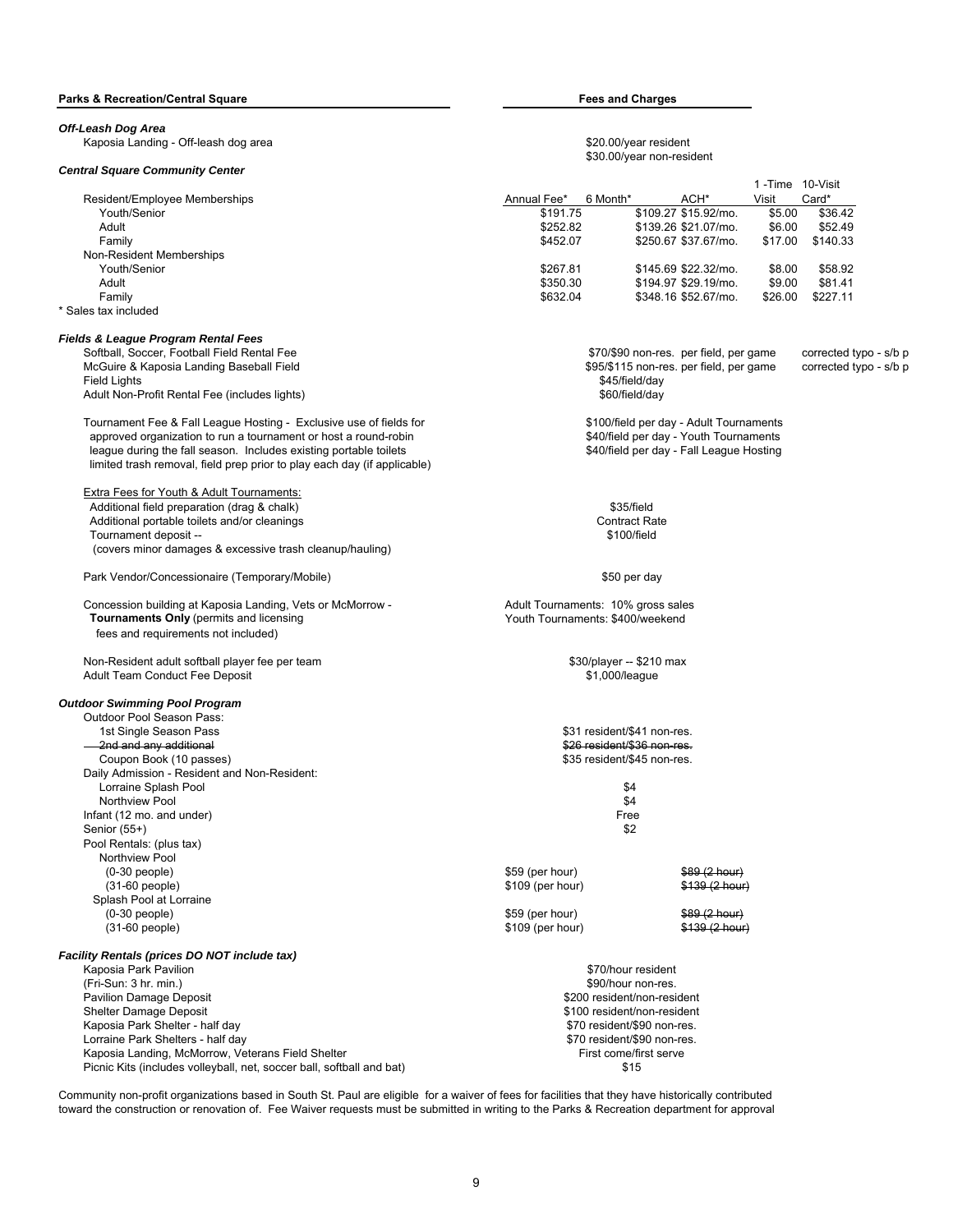**Parks & Recreation/Central Square** — **Fees and Charges**

***Off-Leash Dog Area***

| | |
|---|---|
| Kaposia Landing - Off-leash dog area | \$20.00/year resident<br>\$30.00/year non-resident |

***Central Square Community Center***

| | Annual Fee* | 6 Month* | ACH* | 1 -Time Visit | 10-Visit Card* |
|---|---|---|---|---|---|
| Resident/Employee Memberships | | | | | |
| Youth/Senior | \$191.75 | \$109.27 | \$15.92/mo. | \$5.00 | \$36.42 |
| Adult | \$252.82 | \$139.26 | \$21.07/mo. | \$6.00 | \$52.49 |
| Family | \$452.07 | \$250.67 | \$37.67/mo. | \$17.00 | \$140.33 |
| Non-Resident Memberships | | | | | |
| Youth/Senior | \$267.81 | \$145.69 | \$22.32/mo. | \$8.00 | \$58.92 |
| Adult | \$350.30 | \$194.97 | \$29.19/mo. | \$9.00 | \$81.41 |
| Family | \$632.04 | \$348.16 | \$52.67/mo. | \$26.00 | \$227.11 |

\* Sales tax included

***Fields & League Program Rental Fees***

| | | |
|---|---|---|
| Softball, Soccer, Football Field Rental Fee | \$70/\$90 non-res. per field, per game | corrected typo - s/b p |
| McGuire & Kaposia Landing Baseball Field | \$95/\$115 non-res. per field, per game | corrected typo - s/b p |
| Field Lights | \$45/field/day | |
| Adult Non-Profit Rental Fee (includes lights) | \$60/field/day | |
| Tournament Fee & Fall League Hosting - Exclusive use of fields for approved organization to run a tournament or host a round-robin league during the fall season. Includes existing portable toilets limited trash removal, field prep prior to play each day (if applicable) | \$100/field per day - Adult Tournaments<br>\$40/field per day - Youth Tournaments<br>\$40/field per day - Fall League Hosting | |

Extra Fees for Youth & Adult Tournaments:

| | |
|---|---|
| Additional field preparation (drag & chalk) | \$35/field |
| Additional portable toilets and/or cleanings | Contract Rate |
| Tournament deposit -- (covers minor damages & excessive trash cleanup/hauling) | \$100/field |
| Park Vendor/Concessionaire (Temporary/Mobile) | \$50 per day |
| Concession building at Kaposia Landing, Vets or McMorrow - **Tournaments Only** (permits and licensing fees and requirements not included) | Adult Tournaments: 10% gross sales<br>Youth Tournaments: \$400/weekend |
| Non-Resident adult softball player fee per team | \$30/player -- \$210 max |
| Adult Team Conduct Fee Deposit | \$1,000/league |

***Outdoor Swimming Pool Program***

| | | |
|---|---|---|
| Outdoor Pool Season Pass: | | |
| 1st Single Season Pass | \$31 resident/\$41 non-res. | |
| ~~2nd and any additional~~ | ~~\$26 resident/\$36 non-res.~~ | |
| Coupon Book (10 passes) | \$35 resident/\$45 non-res. | |
| Daily Admission - Resident and Non-Resident: | | |
| Lorraine Splash Pool | \$4 | |
| Northview Pool | \$4 | |
| Infant (12 mo. and under) | Free | |
| Senior (55+) | \$2 | |
| Pool Rentals: (plus tax) | | |
| Northview Pool | | |
| (0-30 people) | \$59 (per hour) | ~~\$89 (2 hour)~~ |
| (31-60 people) | \$109 (per hour) | ~~\$139 (2 hour)~~ |
| Splash Pool at Lorraine | | |
| (0-30 people) | \$59 (per hour) | ~~\$89 (2 hour)~~ |
| (31-60 people) | \$109 (per hour) | ~~\$139 (2 hour)~~ |

***Facility Rentals (prices DO NOT include tax)***

| | |
|---|---|
| Kaposia Park Pavilion (Fri-Sun: 3 hr. min.) | \$70/hour resident<br>\$90/hour non-res. |
| Pavilion Damage Deposit | \$200 resident/non-resident |
| Shelter Damage Deposit | \$100 resident/non-resident |
| Kaposia Park Shelter - half day | \$70 resident/\$90 non-res. |
| Lorraine Park Shelters - half day | \$70 resident/\$90 non-res. |
| Kaposia Landing, McMorrow, Veterans Field Shelter | First come/first serve |
| Picnic Kits (includes volleyball, net, soccer ball, softball and bat) | \$15 |

Community non-profit organizations based in South St. Paul are eligible for a waiver of fees for facilities that they have historically contributed toward the construction or renovation of. Fee Waiver requests must be submitted in writing to the Parks & Recreation department for approval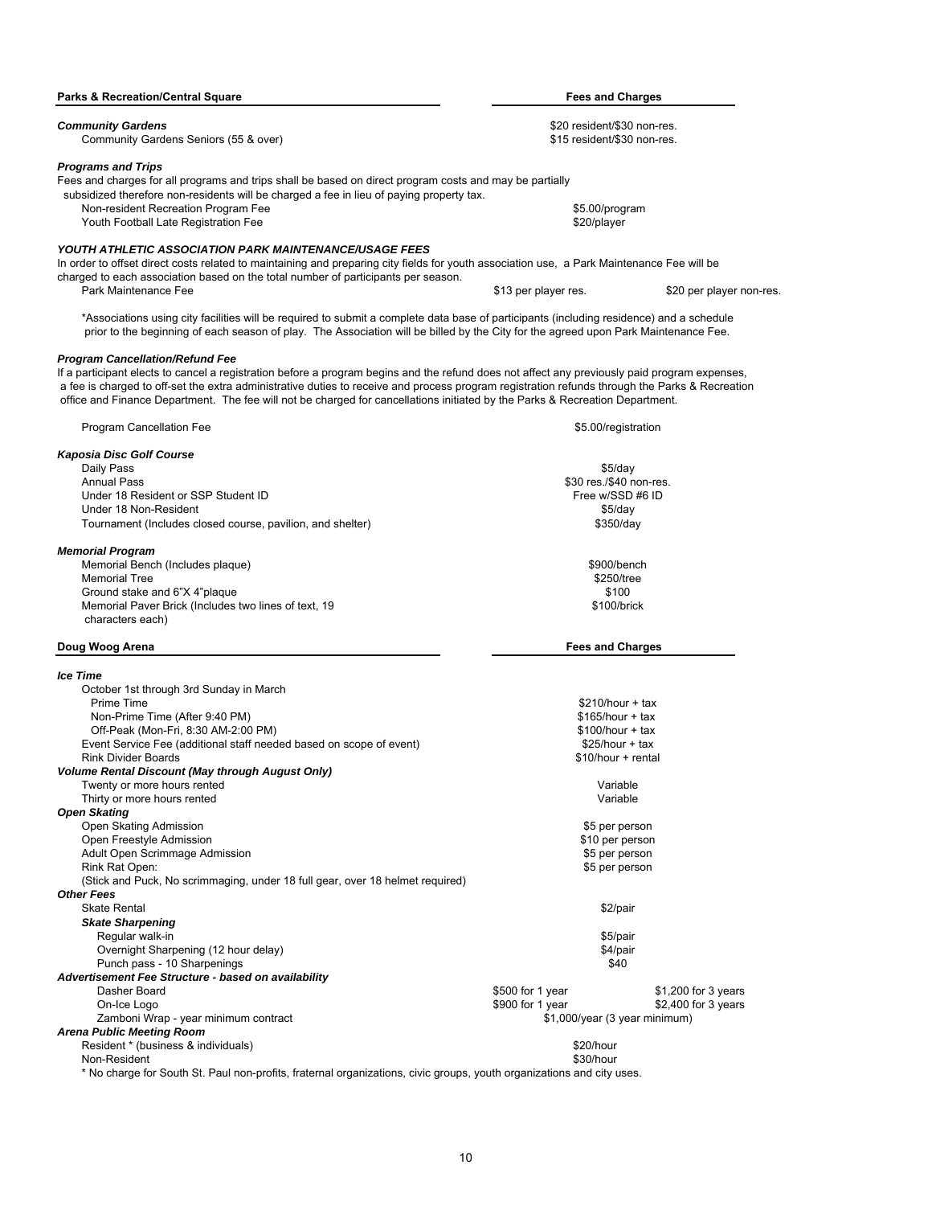| Parks & Recreation/Central Square | Fees and Charges | |
|---|---|---|
| ***Community Gardens*** | $20 resident/$30 non-res. | |
| Community Gardens Seniors (55 & over) | $15 resident/$30 non-res. | |

***Programs and Trips***

Fees and charges for all programs and trips shall be based on direct program costs and may be partially subsidized therefore non-residents will be charged a fee in lieu of paying property tax.

| | | |
|---|---|---|
| Non-resident Recreation Program Fee | $5.00/program | |
| Youth Football Late Registration Fee | $20/player | |

***YOUTH ATHLETIC ASSOCIATION PARK MAINTENANCE/USAGE FEES***

In order to offset direct costs related to maintaining and preparing city fields for youth association use, a Park Maintenance Fee will be charged to each association based on the total number of participants per season.

| | | |
|---|---|---|
| Park Maintenance Fee | $13 per player res. | $20 per player non-res. |

*Associations using city facilities will be required to submit a complete data base of participants (including residence) and a schedule prior to the beginning of each season of play. The Association will be billed by the City for the agreed upon Park Maintenance Fee.

***Program Cancellation/Refund Fee***

If a participant elects to cancel a registration before a program begins and the refund does not affect any previously paid program expenses, a fee is charged to off-set the extra administrative duties to receive and process program registration refunds through the Parks & Recreation office and Finance Department. The fee will not be charged for cancellations initiated by the Parks & Recreation Department.

| | |
|---|---|
| Program Cancellation Fee | $5.00/registration |
| ***Kaposia Disc Golf Course*** | |
| Daily Pass | $5/day |
| Annual Pass | $30 res./$40 non-res. |
| Under 18 Resident or SSP Student ID | Free w/SSD #6 ID |
| Under 18 Non-Resident | $5/day |
| Tournament (Includes closed course, pavilion, and shelter) | $350/day |
| ***Memorial Program*** | |
| Memorial Bench (Includes plaque) | $900/bench |
| Memorial Tree | $250/tree |
| Ground stake and 6"X 4"plaque | $100 |
| Memorial Paver Brick (Includes two lines of text, 19 characters each) | $100/brick |

| Doug Woog Arena | Fees and Charges | |
|---|---|---|
| ***Ice Time*** | | |
| October 1st through 3rd Sunday in March | | |
| Prime Time | $210/hour + tax | |
| Non-Prime Time (After 9:40 PM) | $165/hour + tax | |
| Off-Peak (Mon-Fri, 8:30 AM-2:00 PM) | $100/hour + tax | |
| Event Service Fee (additional staff needed based on scope of event) | $25/hour + tax | |
| Rink Divider Boards | $10/hour + rental | |
| ***Volume Rental Discount (May through August Only)*** | | |
| Twenty or more hours rented | Variable | |
| Thirty or more hours rented | Variable | |
| ***Open Skating*** | | |
| Open Skating Admission | $5 per person | |
| Open Freestyle Admission | $10 per person | |
| Adult Open Scrimmage Admission | $5 per person | |
| Rink Rat Open: | $5 per person | |
| (Stick and Puck, No scrimmaging, under 18 full gear, over 18 helmet required) | | |
| ***Other Fees*** | | |
| Skate Rental | $2/pair | |
| ***Skate Sharpening*** | | |
| Regular walk-in | $5/pair | |
| Overnight Sharpening (12 hour delay) | $4/pair | |
| Punch pass - 10 Sharpenings | $40 | |
| ***Advertisement Fee Structure - based on availability*** | | |
| Dasher Board | $500 for 1 year | $1,200 for 3 years |
| On-Ice Logo | $900 for 1 year | $2,400 for 3 years |
| Zamboni Wrap - year minimum contract | $1,000/year (3 year minimum) | |
| ***Arena Public Meeting Room*** | | |
| Resident * (business & individuals) | $20/hour | |
| Non-Resident | $30/hour | |

* No charge for South St. Paul non-profits, fraternal organizations, civic groups, youth organizations and city uses.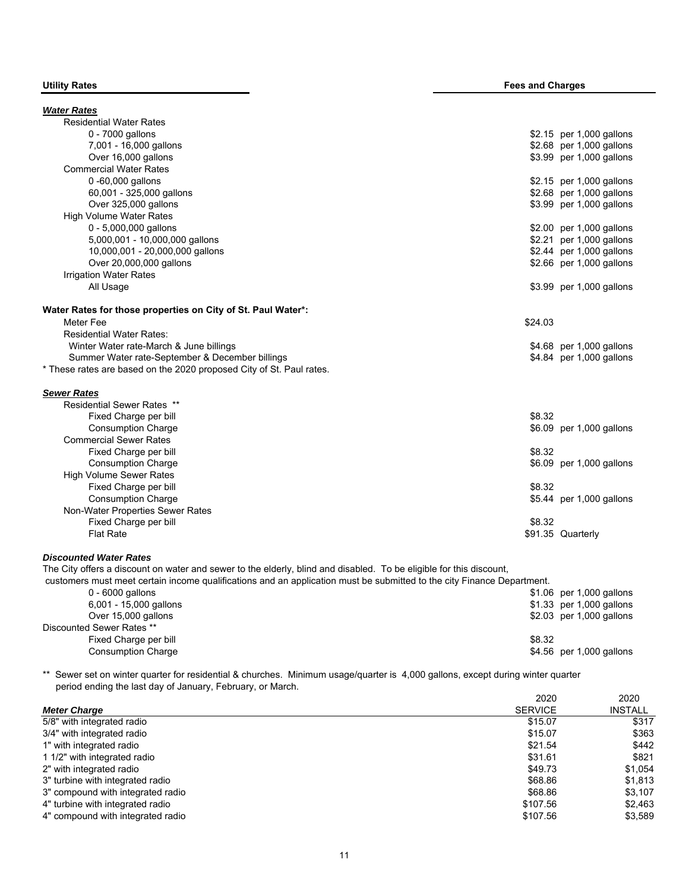**Utility Rates** | **Fees and Charges**

### *Water Rates*

| | |
|---|---|
| Residential Water Rates | |
| 0 - 7000 gallons | $2.15 per 1,000 gallons |
| 7,001 - 16,000 gallons | $2.68 per 1,000 gallons |
| Over 16,000 gallons | $3.99 per 1,000 gallons |
| Commercial Water Rates | |
| 0 -60,000 gallons | $2.15 per 1,000 gallons |
| 60,001 - 325,000 gallons | $2.68 per 1,000 gallons |
| Over 325,000 gallons | $3.99 per 1,000 gallons |
| High Volume Water Rates | |
| 0 - 5,000,000 gallons | $2.00 per 1,000 gallons |
| 5,000,001 - 10,000,000 gallons | $2.21 per 1,000 gallons |
| 10,000,001 - 20,000,000 gallons | $2.44 per 1,000 gallons |
| Over 20,000,000 gallons | $2.66 per 1,000 gallons |
| Irrigation Water Rates | |
| All Usage | $3.99 per 1,000 gallons |

**Water Rates for those properties on City of St. Paul Water*:**

| | |
|---|---|
| Meter Fee | $24.03 |
| Residential Water Rates: | |
| Winter Water rate-March & June billings | $4.68 per 1,000 gallons |
| Summer Water rate-September & December billings | $4.84 per 1,000 gallons |

* These rates are based on the 2020 proposed City of St. Paul rates.

### *Sewer Rates*

| | |
|---|---|
| Residential Sewer Rates ** | |
| Fixed Charge per bill | $8.32 |
| Consumption Charge | $6.09 per 1,000 gallons |
| Commercial Sewer Rates | |
| Fixed Charge per bill | $8.32 |
| Consumption Charge | $6.09 per 1,000 gallons |
| High Volume Sewer Rates | |
| Fixed Charge per bill | $8.32 |
| Consumption Charge | $5.44 per 1,000 gallons |
| Non-Water Properties Sewer Rates | |
| Fixed Charge per bill | $8.32 |
| Flat Rate | $91.35 Quarterly |

### *Discounted Water Rates*

The City offers a discount on water and sewer to the elderly, blind and disabled. To be eligible for this discount, customers must meet certain income qualifications and an application must be submitted to the city Finance Department.

| | |
|---|---|
| 0 - 6000 gallons | $1.06 per 1,000 gallons |
| 6,001 - 15,000 gallons | $1.33 per 1,000 gallons |
| Over 15,000 gallons | $2.03 per 1,000 gallons |
| Discounted Sewer Rates ** | |
| Fixed Charge per bill | $8.32 |
| Consumption Charge | $4.56 per 1,000 gallons |

** Sewer set on winter quarter for residential & churches. Minimum usage/quarter is 4,000 gallons, except during winter quarter period ending the last day of January, February, or March.

| *Meter Charge* | 2020 SERVICE | 2020 INSTALL |
|---|---|---|
| 5/8" with integrated radio | $15.07 | $317 |
| 3/4" with integrated radio | $15.07 | $363 |
| 1" with integrated radio | $21.54 | $442 |
| 1 1/2" with integrated radio | $31.61 | $821 |
| 2" with integrated radio | $49.73 | $1,054 |
| 3" turbine with integrated radio | $68.86 | $1,813 |
| 3" compound with integrated radio | $68.86 | $3,107 |
| 4" turbine with integrated radio | $107.56 | $2,463 |
| 4" compound with integrated radio | $107.56 | $3,589 |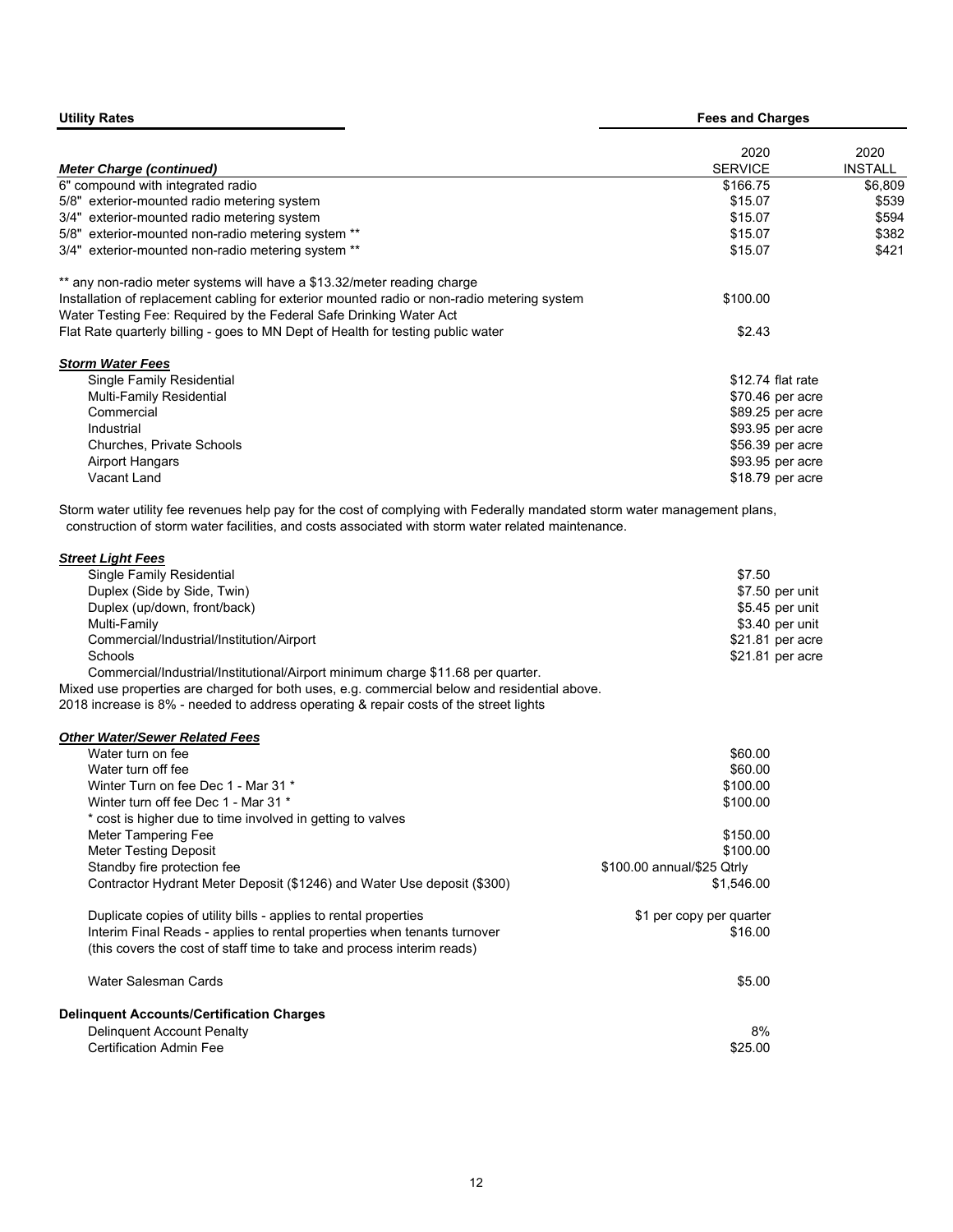**Utility Rates** | **Fees and Charges**

| *Meter Charge (continued)* | 2020 SERVICE | 2020 INSTALL |
|---|---|---|
| 6" compound with integrated radio | $166.75 | $6,809 |
| 5/8" exterior-mounted radio metering system | $15.07 | $539 |
| 3/4" exterior-mounted radio metering system | $15.07 | $594 |
| 5/8" exterior-mounted non-radio metering system ** | $15.07 | $382 |
| 3/4" exterior-mounted non-radio metering system ** | $15.07 | $421 |

** any non-radio meter systems will have a $13.32/meter reading charge

| | |
|---|---|
| Installation of replacement cabling for exterior mounted radio or non-radio metering system | $100.00 |
| Water Testing Fee: Required by the Federal Safe Drinking Water Act<br>Flat Rate quarterly billing - goes to MN Dept of Health for testing public water | $2.43 |

***Storm Water Fees***

| | |
|---|---|
| Single Family Residential | $12.74 flat rate |
| Multi-Family Residential | $70.46 per acre |
| Commercial | $89.25 per acre |
| Industrial | $93.95 per acre |
| Churches, Private Schools | $56.39 per acre |
| Airport Hangars | $93.95 per acre |
| Vacant Land | $18.79 per acre |

Storm water utility fee revenues help pay for the cost of complying with Federally mandated storm water management plans, construction of storm water facilities, and costs associated with storm water related maintenance.

***Street Light Fees***

| | |
|---|---|
| Single Family Residential | $7.50 |
| Duplex (Side by Side, Twin) | $7.50 per unit |
| Duplex (up/down, front/back) | $5.45 per unit |
| Multi-Family | $3.40 per unit |
| Commercial/Industrial/Institution/Airport | $21.81 per acre |
| Schools | $21.81 per acre |

Commercial/Industrial/Institutional/Airport minimum charge $11.68 per quarter.

Mixed use properties are charged for both uses, e.g. commercial below and residential above.

2018 increase is 8% - needed to address operating & repair costs of the street lights

***Other Water/Sewer Related Fees***

| | |
|---|---|
| Water turn on fee | $60.00 |
| Water turn off fee | $60.00 |
| Winter Turn on fee Dec 1 - Mar 31 * | $100.00 |
| Winter turn off fee Dec 1 - Mar 31 * | $100.00 |
| * cost is higher due to time involved in getting to valves | |
| Meter Tampering Fee | $150.00 |
| Meter Testing Deposit | $100.00 |
| Standby fire protection fee | $100.00 annual/$25 Qtrly |
| Contractor Hydrant Meter Deposit ($1246) and Water Use deposit ($300) | $1,546.00 |
| Duplicate copies of utility bills - applies to rental properties | $1 per copy per quarter |
| Interim Final Reads - applies to rental properties when tenants turnover (this covers the cost of staff time to take and process interim reads) | $16.00 |
| Water Salesman Cards | $5.00 |

**Delinquent Accounts/Certification Charges**

| | |
|---|---|
| Delinquent Account Penalty | 8% |
| Certification Admin Fee | $25.00 |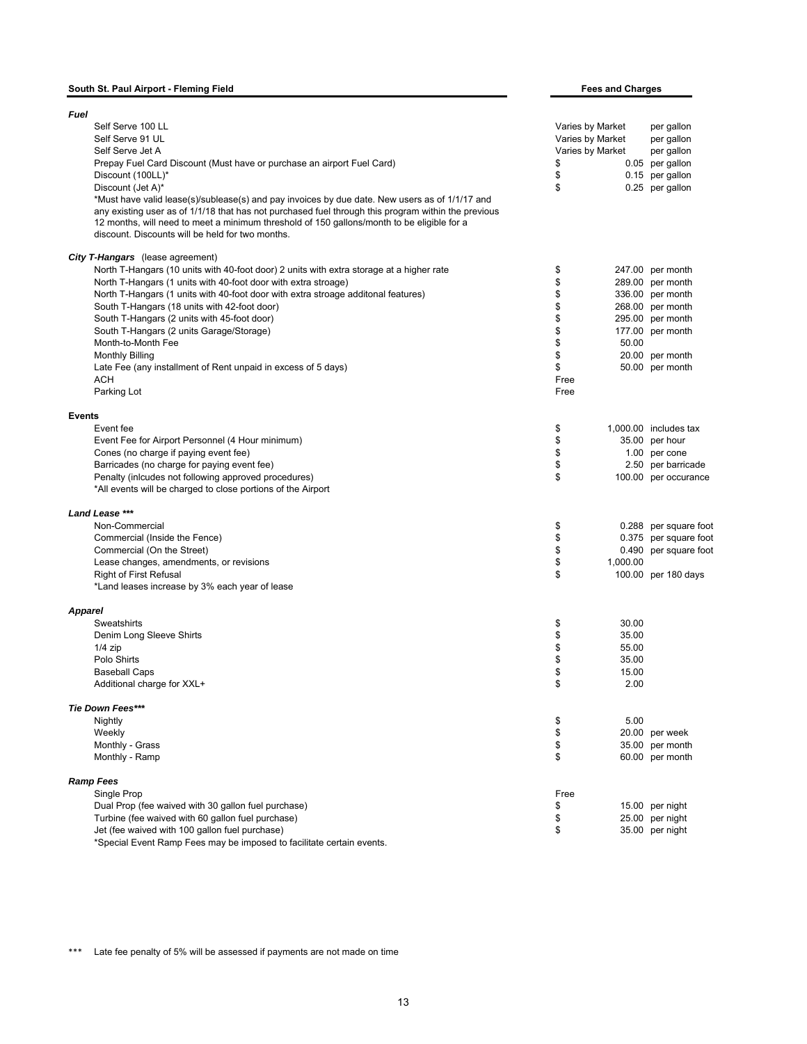**South St. Paul Airport - Fleming Field** — **Fees and Charges**

| | | |
|---|---|---|
| ***Fuel*** | | |
| Self Serve 100 LL | Varies by Market | per gallon |
| Self Serve 91 UL | Varies by Market | per gallon |
| Self Serve Jet A | Varies by Market | per gallon |
| Prepay Fuel Card Discount (Must have or purchase an airport Fuel Card) | $ 0.05 | per gallon |
| Discount (100LL)* | $ 0.15 | per gallon |
| Discount (Jet A)* | $ 0.25 | per gallon |
| *Must have valid lease(s)/sublease(s) and pay invoices by due date. New users as of 1/1/17 and any existing user as of 1/1/18 that has not purchased fuel through this program within the previous 12 months, will need to meet a minimum threshold of 150 gallons/month to be eligible for a discount. Discounts will be held for two months. | | |
| ***City T-Hangars*** (lease agreement) | | |
| North T-Hangars (10 units with 40-foot door) 2 units with extra storage at a higher rate | $ 247.00 | per month |
| North T-Hangars (1 units with 40-foot door with extra stroage) | $ 289.00 | per month |
| North T-Hangars (1 units with 40-foot door with extra stroage additonal features) | $ 336.00 | per month |
| South T-Hangars (18 units with 42-foot door) | $ 268.00 | per month |
| South T-Hangars (2 units with 45-foot door) | $ 295.00 | per month |
| South T-Hangars (2 units Garage/Storage) | $ 177.00 | per month |
| Month-to-Month Fee | $ 50.00 | |
| Monthly Billing | $ 20.00 | per month |
| Late Fee (any installment of Rent unpaid in excess of 5 days) | $ 50.00 | per month |
| ACH | Free | |
| Parking Lot | Free | |
| **Events** | | |
| Event fee | $ 1,000.00 | includes tax |
| Event Fee for Airport Personnel (4 Hour minimum) | $ 35.00 | per hour |
| Cones (no charge if paying event fee) | $ 1.00 | per cone |
| Barricades (no charge for paying event fee) | $ 2.50 | per barricade |
| Penalty (inlcudes not following approved procedures) | $ 100.00 | per occurance |
| *All events will be charged to close portions of the Airport | | |
| ***Land Lease \*\*\**** | | |
| Non-Commercial | $ 0.288 | per square foot |
| Commercial (Inside the Fence) | $ 0.375 | per square foot |
| Commercial (On the Street) | $ 0.490 | per square foot |
| Lease changes, amendments, or revisions | $ 1,000.00 | |
| Right of First Refusal | $ 100.00 | per 180 days |
| *Land leases increase by 3% each year of lease | | |
| ***Apparel*** | | |
| Sweatshirts | $ 30.00 | |
| Denim Long Sleeve Shirts | $ 35.00 | |
| 1/4 zip | $ 55.00 | |
| Polo Shirts | $ 35.00 | |
| Baseball Caps | $ 15.00 | |
| Additional charge for XXL+ | $ 2.00 | |
| ***Tie Down Fees\*\*\**** | | |
| Nightly | $ 5.00 | |
| Weekly | $ 20.00 | per week |
| Monthly - Grass | $ 35.00 | per month |
| Monthly - Ramp | $ 60.00 | per month |
| ***Ramp Fees*** | | |
| Single Prop | Free | |
| Dual Prop (fee waived with 30 gallon fuel purchase) | $ 15.00 | per night |
| Turbine (fee waived with 60 gallon fuel purchase) | $ 25.00 | per night |
| Jet (fee waived with 100 gallon fuel purchase) | $ 35.00 | per night |
| *Special Event Ramp Fees may be imposed to facilitate certain events. | | |

*** Late fee penalty of 5% will be assessed if payments are not made on time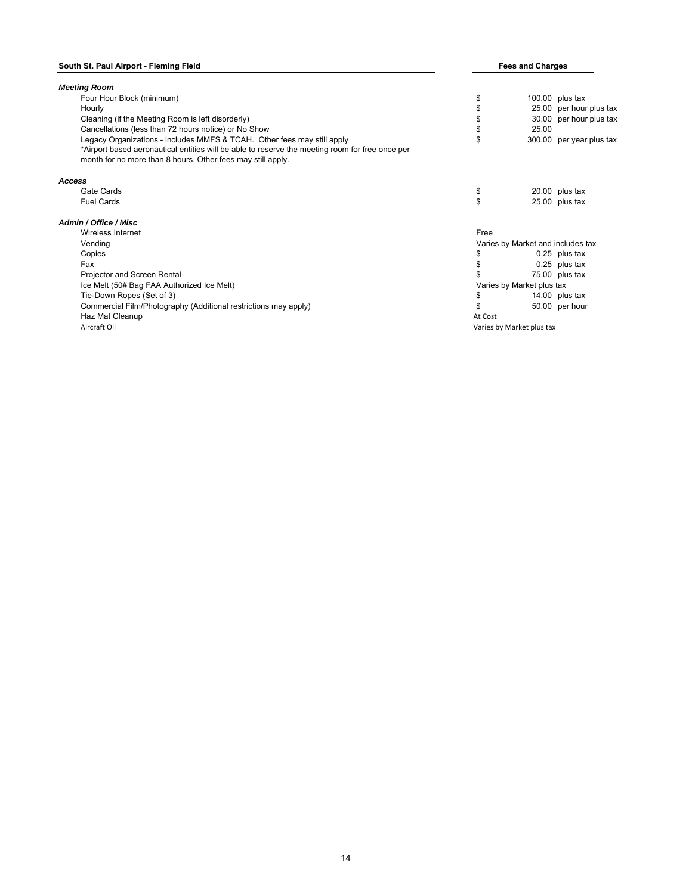| South St. Paul Airport - Fleming Field | Fees and Charges |
|---|---|
| ***Meeting Room*** | |
| Four Hour Block (minimum) | $ 100.00 plus tax |
| Hourly | $ 25.00 per hour plus tax |
| Cleaning (if the Meeting Room is left disorderly) | $ 30.00 per hour plus tax |
| Cancellations (less than 72 hours notice) or No Show | $ 25.00 |
| Legacy Organizations - includes MMFS & TCAH. Other fees may still apply | $ 300.00 per year plus tax |
| *Airport based aeronautical entities will be able to reserve the meeting room for free once per month for no more than 8 hours. Other fees may still apply. | |
| ***Access*** | |
| Gate Cards | $ 20.00 plus tax |
| Fuel Cards | $ 25.00 plus tax |
| ***Admin / Office / Misc*** | |
| Wireless Internet | Free |
| Vending | Varies by Market and includes tax |
| Copies | $ 0.25 plus tax |
| Fax | $ 0.25 plus tax |
| Projector and Screen Rental | $ 75.00 plus tax |
| Ice Melt (50# Bag FAA Authorized Ice Melt) | Varies by Market plus tax |
| Tie-Down Ropes (Set of 3) | $ 14.00 plus tax |
| Commercial Film/Photography (Additional restrictions may apply) | $ 50.00 per hour |
| Haz Mat Cleanup | At Cost |
| Aircraft Oil | Varies by Market plus tax |